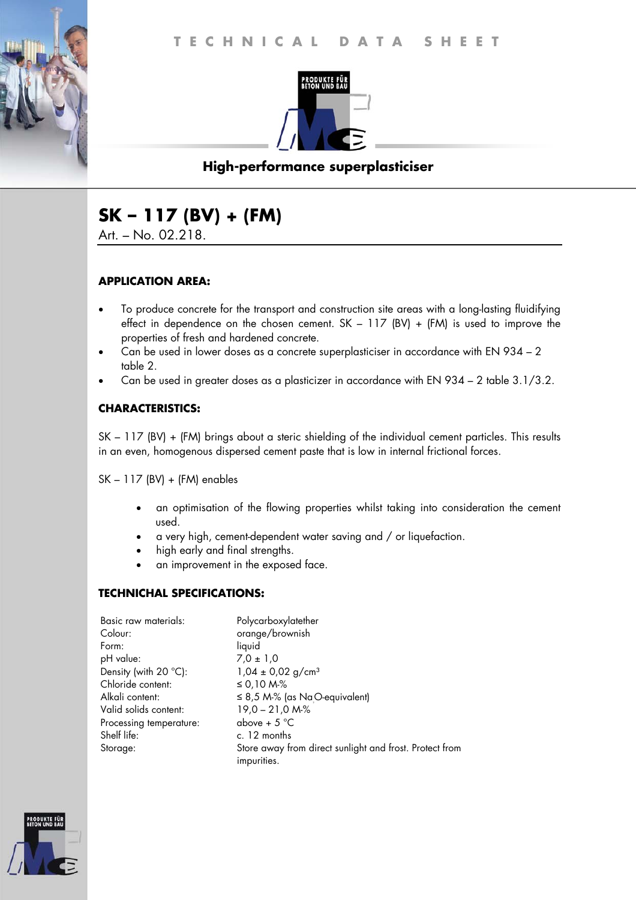# TECHNICAL DATA SHEET

PRODUKTE FÜR BETON UND BAU

**High-performance superplasticiser**

## SK – 117 (BV) + (FM)

Art. – No. 02.218.

### APPLICATION AREA:

- To produce concrete for the transport and construction site areas with a long-lasting fluidifying effect in dependence on the chosen cement. SK – 117 (BV) + (FM) is used to improve the properties of fresh and hardened concrete.
- Can be used in lower doses as a concrete superplasticiser in accordance with EN 934 – 2 table 2.
- Can be used in greater doses as a plasticizer in accordance with EN 934 – 2 table 3.1/3.2.

### CHARACTERISTICS:

SK – 117 (BV) + (FM) brings about a steric shielding of the individual cement particles. This results in an even, homogenous dispersed cement paste that is low in internal frictional forces.

SK – 117 (BV) + (FM) enables

- an optimisation of the flowing properties whilst taking into consideration the cement used.
- a very high, cement-dependent water saving and / or liquefaction.
- high early and final strengths.
- an improvement in the exposed face.

### TECHNICHAL SPECIFICATIONS:

| | |
|---|---|
| Basic raw materials: | Polycarboxylatether |
| Colour: | orange/brownish |
| Form: | liquid |
| pH value: | 7,0 ± 1,0 |
| Density (with 20 °C): | 1,04 ± 0,02 g/cm³ |
| Chloride content: | ≤ 0,10 M-% |
| Alkali content: | ≤ 8,5 M-% (as $Na_2O$-equivalent) |
| Valid solids content: | 19,0 – 21,0 M-% |
| Processing temperature: | above + 5 °C |
| Shelf life: | c. 12 months |
| Storage: | Store away from direct sunlight and frost. Protect from impurities. |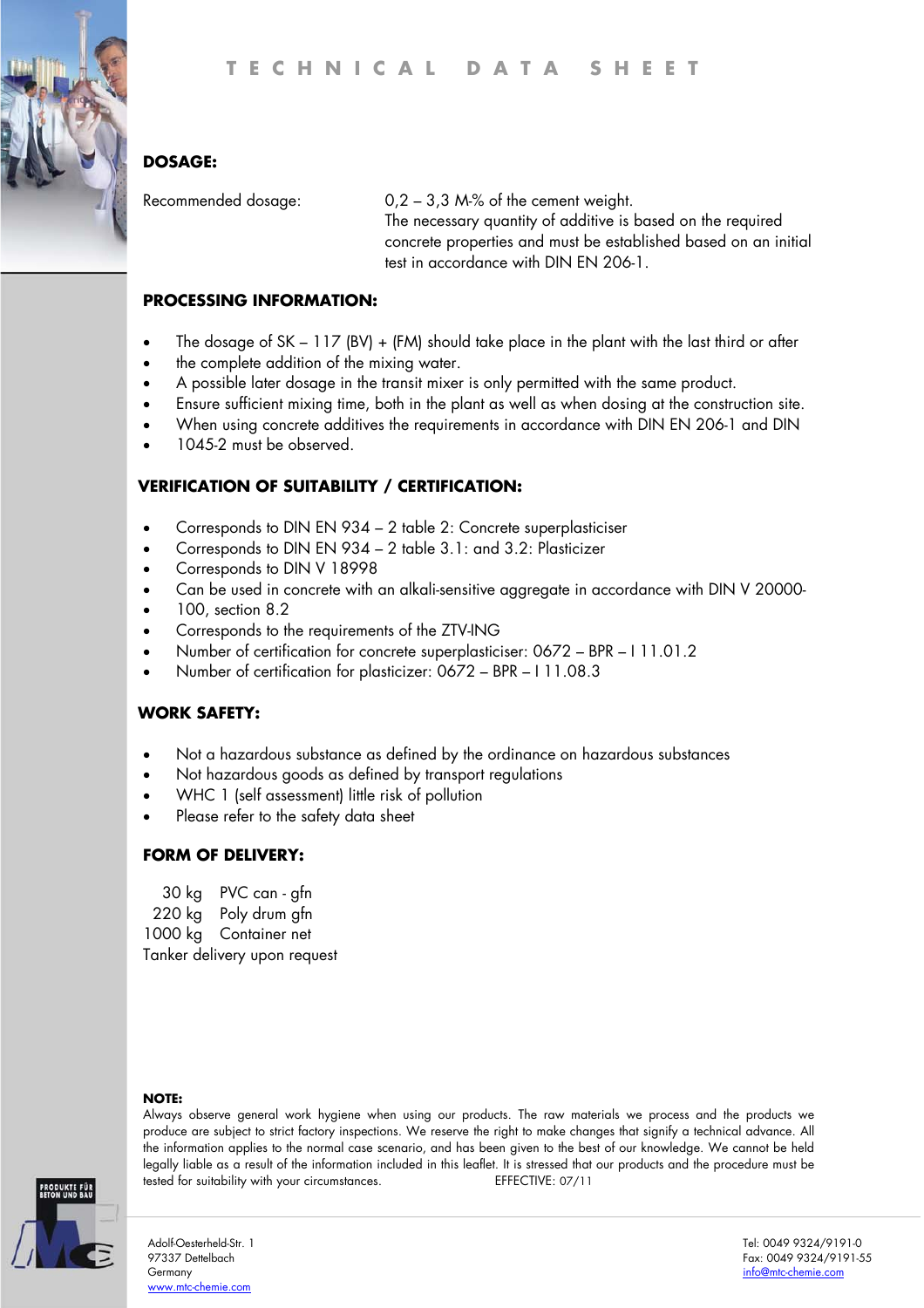## DOSAGE:

Recommended dosage: 0,2 – 3,3 M-% of the cement weight.
The necessary quantity of additive is based on the required concrete properties and must be established based on an initial test in accordance with DIN EN 206-1.

## PROCESSING INFORMATION:

- The dosage of SK – 117 (BV) + (FM) should take place in the plant with the last third or after
- the complete addition of the mixing water.
- A possible later dosage in the transit mixer is only permitted with the same product.
- Ensure sufficient mixing time, both in the plant as well as when dosing at the construction site.
- When using concrete additives the requirements in accordance with DIN EN 206-1 and DIN
- 1045-2 must be observed.

## VERIFICATION OF SUITABILITY / CERTIFICATION:

- Corresponds to DIN EN 934 – 2 table 2: Concrete superplasticiser
- Corresponds to DIN EN 934 – 2 table 3.1: and 3.2: Plasticizer
- Corresponds to DIN V 18998
- Can be used in concrete with an alkali-sensitive aggregate in accordance with DIN V 20000-
- 100, section 8.2
- Corresponds to the requirements of the ZTV-ING
- Number of certification for concrete superplasticiser: 0672 – BPR – I 11.01.2
- Number of certification for plasticizer: 0672 – BPR – I 11.08.3

## WORK SAFETY:

- Not a hazardous substance as defined by the ordinance on hazardous substances
- Not hazardous goods as defined by transport regulations
- WHC 1 (self assessment) little risk of pollution
- Please refer to the safety data sheet

## FORM OF DELIVERY:

30 kg PVC can - gfn
220 kg Poly drum gfn
1000 kg Container net
Tanker delivery upon request

**NOTE:**
Always observe general work hygiene when using our products. The raw materials we process and the products we produce are subject to strict factory inspections. We reserve the right to make changes that signify a technical advance. All the information applies to the normal case scenario, and has been given to the best of our knowledge. We cannot be held legally liable as a result of the information included in this leaflet. It is stressed that our products and the procedure must be tested for suitability with your circumstances. EFFECTIVE: 07/11

Adolf-Oesterheld-Str. 1
97337 Dettelbach
Germany
www.mtc-chemie.com

Tel: 0049 9324/9191-0
Fax: 0049 9324/9191-55
info@mtc-chemie.com